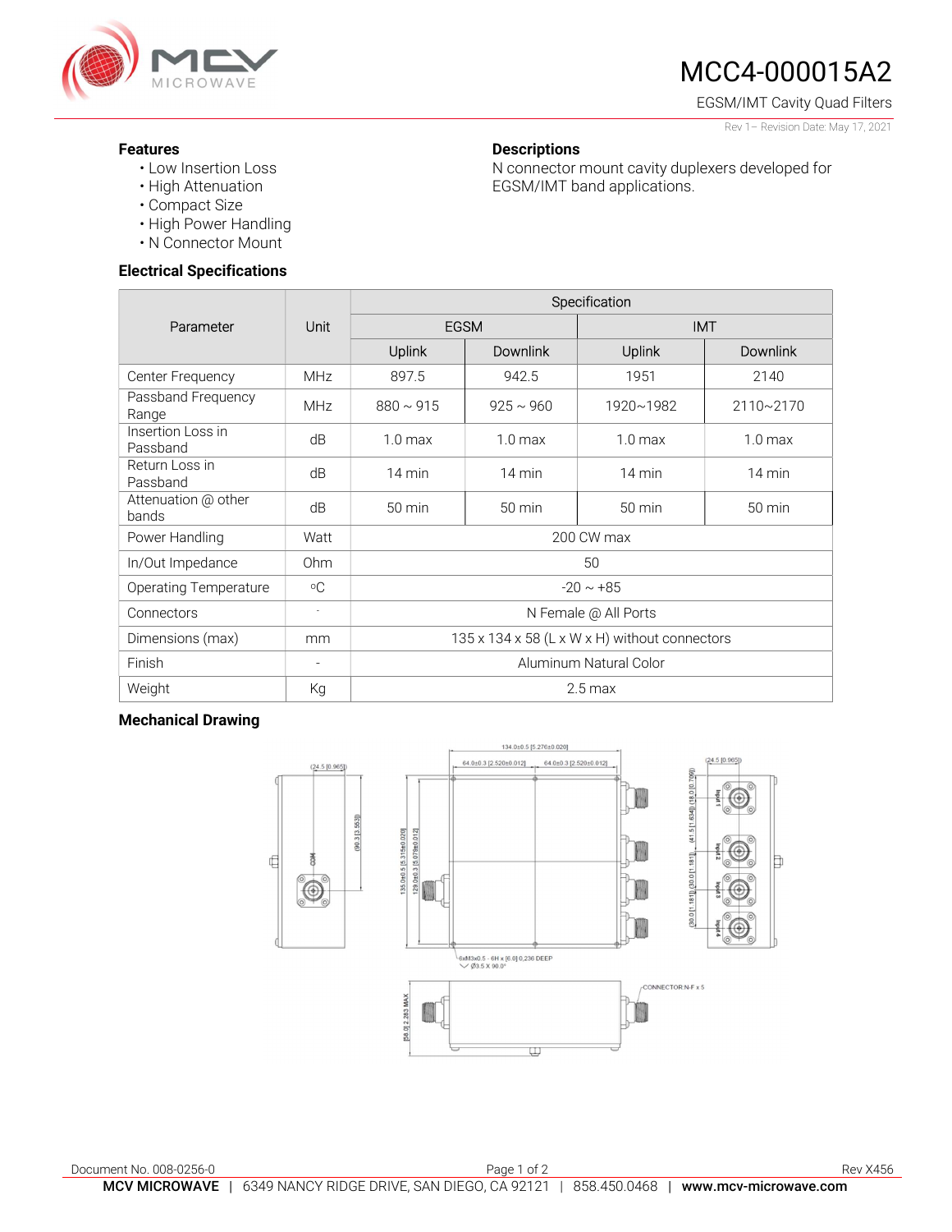# MCC4-000015A2

EGSM/IMT Cavity Quad Filters

Rev 1– Revision Date: May 17, 2021

## Features

- Low Insertion Loss
- High Attenuation
- Compact Size
- High Power Handling
- N Connector Mount

## Descriptions

N connector mount cavity duplexers developed for EGSM/IMT band applications.

## Electrical Specifications

| Parameter | Unit | Specification | | | |
|---|---|---|---|---|---|
| | | EGSM | | IMT | |
| | | Uplink | Downlink | Uplink | Downlink |
| Center Frequency | MHz | 897.5 | 942.5 | 1951 | 2140 |
| Passband Frequency Range | MHz | 880 ~ 915 | 925 ~ 960 | 1920~1982 | 2110~2170 |
| Insertion Loss in Passband | dB | 1.0 max | 1.0 max | 1.0 max | 1.0 max |
| Return Loss in Passband | dB | 14 min | 14 min | 14 min | 14 min |
| Attenuation @ other bands | dB | 50 min | 50 min | 50 min | 50 min |
| Power Handling | Watt | 200 CW max | | | |
| In/Out Impedance | Ohm | 50 | | | |
| Operating Temperature | ºC | -20 ~ +85 | | | |
| Connectors | - | N Female @ All Ports | | | |
| Dimensions (max) | mm | 135 x 134 x 58 (L x W x H) without connectors | | | |
| Finish | - | Aluminum Natural Color | | | |
| Weight | Kg | 2.5 max | | | |

## Mechanical Drawing

Document No. 008-0256-0

Rev X456

MCV MICROWAVE | 6349 NANCY RIDGE DRIVE, SAN DIEGO, CA 92121 | 858.450.0468 | www.mcv-microwave.com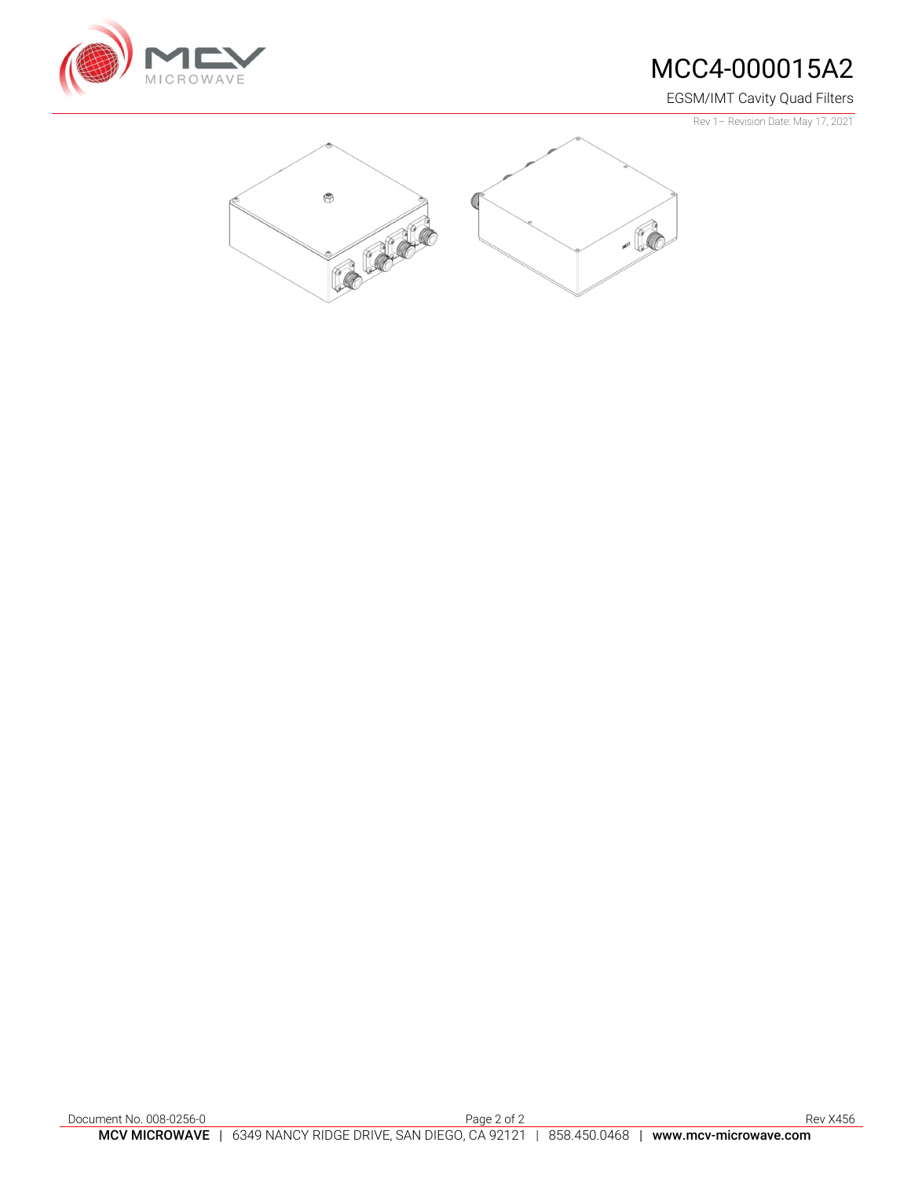# MCC4-000015A2

EGSM/IMT Cavity Quad Filters

Rev 1– Revision Date: May 17, 2021